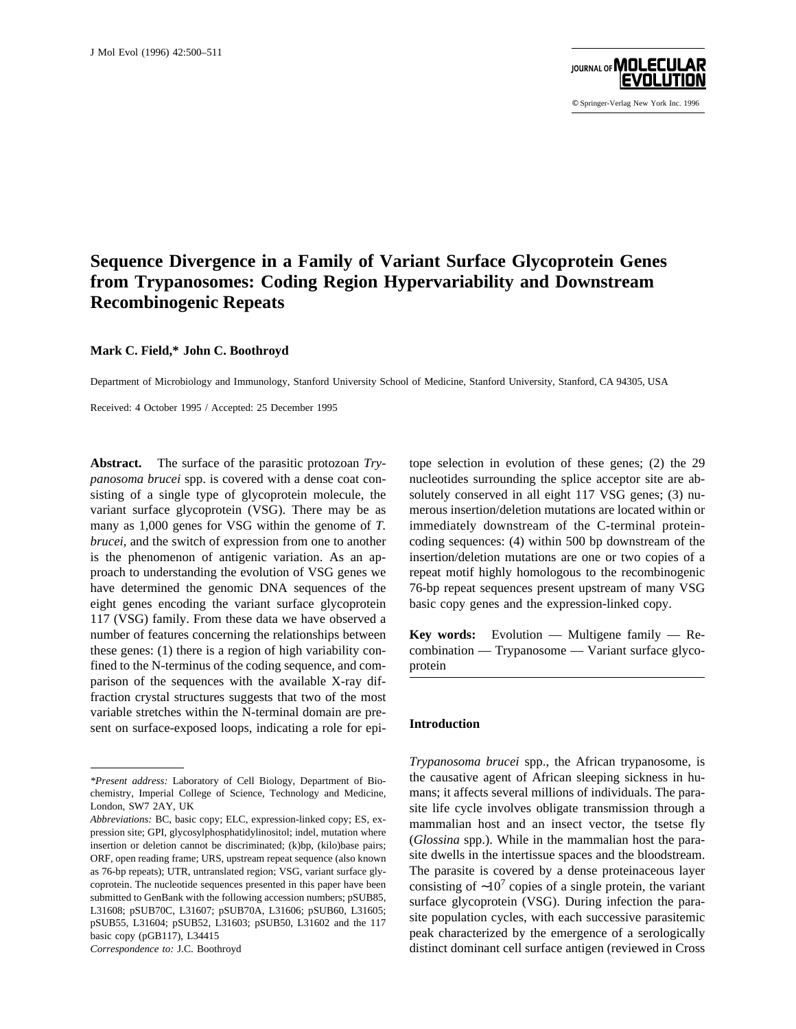# Sequence Divergence in a Family of Variant Surface Glycoprotein Genes from Trypanosomes: Coding Region Hypervariability and Downstream Recombinogenic Repeats

**Mark C. Field,* John C. Boothroyd**

Department of Microbiology and Immunology, Stanford University School of Medicine, Stanford University, Stanford, CA 94305, USA

Received: 4 October 1995 / Accepted: 25 December 1995

**Abstract.** The surface of the parasitic protozoan *Trypanosoma brucei* spp. is covered with a dense coat consisting of a single type of glycoprotein molecule, the variant surface glycoprotein (VSG). There may be as many as 1,000 genes for VSG within the genome of *T. brucei*, and the switch of expression from one to another is the phenomenon of antigenic variation. As an approach to understanding the evolution of VSG genes we have determined the genomic DNA sequences of the eight genes encoding the variant surface glycoprotein 117 (VSG) family. From these data we have observed a number of features concerning the relationships between these genes: (1) there is a region of high variability confined to the N-terminus of the coding sequence, and comparison of the sequences with the available X-ray diffraction crystal structures suggests that two of the most variable stretches within the N-terminal domain are present on surface-exposed loops, indicating a role for epitope selection in evolution of these genes; (2) the 29 nucleotides surrounding the splice acceptor site are absolutely conserved in all eight 117 VSG genes; (3) numerous insertion/deletion mutations are located within or immediately downstream of the C-terminal protein-coding sequences: (4) within 500 bp downstream of the insertion/deletion mutations are one or two copies of a repeat motif highly homologous to the recombinogenic 76-bp repeat sequences present upstream of many VSG basic copy genes and the expression-linked copy.

**Key words:** Evolution — Multigene family — Recombination — Trypanosome — Variant surface glycoprotein

## Introduction

*Trypanosoma brucei* spp., the African trypanosome, is the causative agent of African sleeping sickness in humans; it affects several millions of individuals. The parasite life cycle involves obligate transmission through a mammalian host and an insect vector, the tsetse fly (*Glossina* spp.). While in the mammalian host the parasite dwells in the intertissue spaces and the bloodstream. The parasite is covered by a dense proteinaceous layer consisting of $\sim 10^7$ copies of a single protein, the variant surface glycoprotein (VSG). During infection the parasite population cycles, with each successive parasitemic peak characterized by the emergence of a serologically distinct dominant cell surface antigen (reviewed in Cross

---

*Present address:* Laboratory of Cell Biology, Department of Biochemistry, Imperial College of Science, Technology and Medicine, London, SW7 2AY, UK

*Abbreviations:* BC, basic copy; ELC, expression-linked copy; ES, expression site; GPI, glycosylphosphatidylinositol; indel, mutation where insertion or deletion cannot be discriminated; (k)bp, (kilo)base pairs; ORF, open reading frame; URS, upstream repeat sequence (also known as 76-bp repeats); UTR, untranslated region; VSG, variant surface glycoprotein. The nucleotide sequences presented in this paper have been submitted to GenBank with the following accession numbers; pSUB85, L31608; pSUB70C, L31607; pSUB70A, L31606; pSUB60, L31605; pSUB55, L31604; pSUB52, L31603; pSUB50, L31602 and the 117 basic copy (pGB117), L34415

*Correspondence to:* J.C. Boothroyd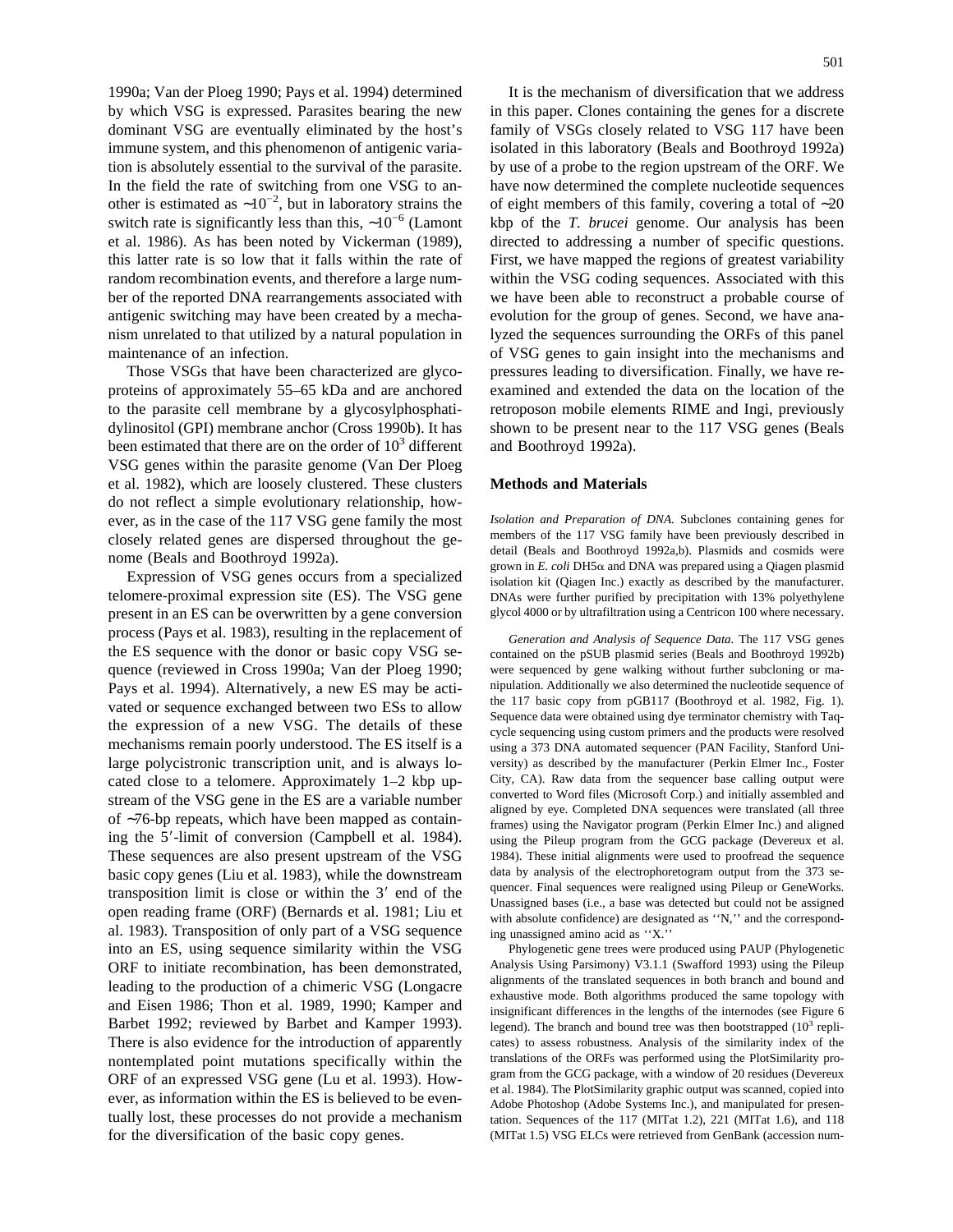1990a; Van der Ploeg 1990; Pays et al. 1994) determined by which VSG is expressed. Parasites bearing the new dominant VSG are eventually eliminated by the host's immune system, and this phenomenon of antigenic variation is absolutely essential to the survival of the parasite. In the field the rate of switching from one VSG to another is estimated as $\sim10^{-2}$, but in laboratory strains the switch rate is significantly less than this, $\sim10^{-6}$ (Lamont et al. 1986). As has been noted by Vickerman (1989), this latter rate is so low that it falls within the rate of random recombination events, and therefore a large number of the reported DNA rearrangements associated with antigenic switching may have been created by a mechanism unrelated to that utilized by a natural population in maintenance of an infection.

Those VSGs that have been characterized are glycoproteins of approximately 55–65 kDa and are anchored to the parasite cell membrane by a glycosylphosphatidylinositol (GPI) membrane anchor (Cross 1990b). It has been estimated that there are on the order of $10^3$ different VSG genes within the parasite genome (Van Der Ploeg et al. 1982), which are loosely clustered. These clusters do not reflect a simple evolutionary relationship, however, as in the case of the 117 VSG gene family the most closely related genes are dispersed throughout the genome (Beals and Boothroyd 1992a).

Expression of VSG genes occurs from a specialized telomere-proximal expression site (ES). The VSG gene present in an ES can be overwritten by a gene conversion process (Pays et al. 1983), resulting in the replacement of the ES sequence with the donor or basic copy VSG sequence (reviewed in Cross 1990a; Van der Ploeg 1990; Pays et al. 1994). Alternatively, a new ES may be activated or sequence exchanged between two ESs to allow the expression of a new VSG. The details of these mechanisms remain poorly understood. The ES itself is a large polycistronic transcription unit, and is always located close to a telomere. Approximately 1–2 kbp upstream of the VSG gene in the ES are a variable number of ∼76-bp repeats, which have been mapped as containing the 5′-limit of conversion (Campbell et al. 1984). These sequences are also present upstream of the VSG basic copy genes (Liu et al. 1983), while the downstream transposition limit is close or within the 3′ end of the open reading frame (ORF) (Bernards et al. 1981; Liu et al. 1983). Transposition of only part of a VSG sequence into an ES, using sequence similarity within the VSG ORF to initiate recombination, has been demonstrated, leading to the production of a chimeric VSG (Longacre and Eisen 1986; Thon et al. 1989, 1990; Kamper and Barbet 1992; reviewed by Barbet and Kamper 1993). There is also evidence for the introduction of apparently nontemplated point mutations specifically within the ORF of an expressed VSG gene (Lu et al. 1993). However, as information within the ES is believed to be eventually lost, these processes do not provide a mechanism for the diversification of the basic copy genes.

It is the mechanism of diversification that we address in this paper. Clones containing the genes for a discrete family of VSGs closely related to VSG 117 have been isolated in this laboratory (Beals and Boothroyd 1992a) by use of a probe to the region upstream of the ORF. We have now determined the complete nucleotide sequences of eight members of this family, covering a total of ∼20 kbp of the *T. brucei* genome. Our analysis has been directed to addressing a number of specific questions. First, we have mapped the regions of greatest variability within the VSG coding sequences. Associated with this we have been able to reconstruct a probable course of evolution for the group of genes. Second, we have analyzed the sequences surrounding the ORFs of this panel of VSG genes to gain insight into the mechanisms and pressures leading to diversification. Finally, we have reexamined and extended the data on the location of the retroposon mobile elements RIME and Ingi, previously shown to be present near to the 117 VSG genes (Beals and Boothroyd 1992a).

## Methods and Materials

*Isolation and Preparation of DNA.* Subclones containing genes for members of the 117 VSG family have been previously described in detail (Beals and Boothroyd 1992a,b). Plasmids and cosmids were grown in *E. coli* DH5α and DNA was prepared using a Qiagen plasmid isolation kit (Qiagen Inc.) exactly as described by the manufacturer. DNAs were further purified by precipitation with 13% polyethylene glycol 4000 or by ultrafiltration using a Centricon 100 where necessary.

*Generation and Analysis of Sequence Data.* The 117 VSG genes contained on the pSUB plasmid series (Beals and Boothroyd 1992b) were sequenced by gene walking without further subcloning or manipulation. Additionally we also determined the nucleotide sequence of the 117 basic copy from pGB117 (Boothroyd et al. 1982, Fig. 1). Sequence data were obtained using dye terminator chemistry with Taq-cycle sequencing using custom primers and the products were resolved using a 373 DNA automated sequencer (PAN Facility, Stanford University) as described by the manufacturer (Perkin Elmer Inc., Foster City, CA). Raw data from the sequencer base calling output were converted to Word files (Microsoft Corp.) and initially assembled and aligned by eye. Completed DNA sequences were translated (all three frames) using the Navigator program (Perkin Elmer Inc.) and aligned using the Pileup program from the GCG package (Devereux et al. 1984). These initial alignments were used to proofread the sequence data by analysis of the electrophoretogram output from the 373 sequencer. Final sequences were realigned using Pileup or GeneWorks. Unassigned bases (i.e., a base was detected but could not be assigned with absolute confidence) are designated as ''N,'' and the corresponding unassigned amino acid as ''X.''

Phylogenetic gene trees were produced using PAUP (Phylogenetic Analysis Using Parsimony) V3.1.1 (Swafford 1993) using the Pileup alignments of the translated sequences in both branch and bound and exhaustive mode. Both algorithms produced the same topology with insignificant differences in the lengths of the internodes (see Figure 6 legend). The branch and bound tree was then bootstrapped ($10^3$ replicates) to assess robustness. Analysis of the similarity index of the translations of the ORFs was performed using the PlotSimilarity program from the GCG package, with a window of 20 residues (Devereux et al. 1984). The PlotSimilarity graphic output was scanned, copied into Adobe Photoshop (Adobe Systems Inc.), and manipulated for presentation. Sequences of the 117 (MITat 1.2), 221 (MITat 1.6), and 118 (MITat 1.5) VSG ELCs were retrieved from GenBank (accession num-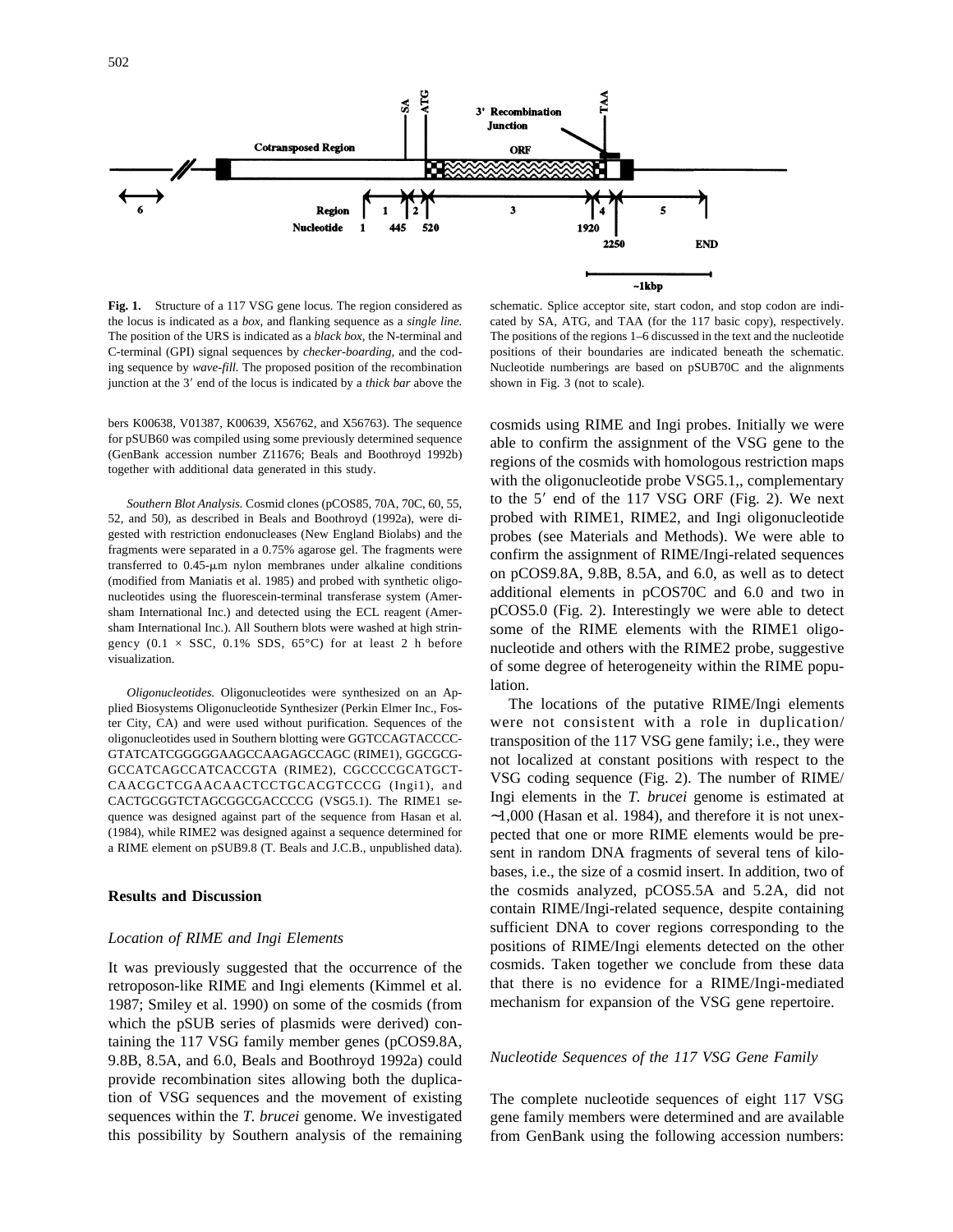Fig. 1. Structure of a 117 VSG gene locus. The region considered as the locus is indicated as a *box*, and flanking sequence as a *single line*. The position of the URS is indicated as a *black box*, the N-terminal and C-terminal (GPI) signal sequences by *checker-boarding*, and the coding sequence by *wave-fill*. The proposed position of the recombination junction at the 3′ end of the locus is indicated by a *thick bar* above the schematic. Splice acceptor site, start codon, and stop codon are indicated by SA, ATG, and TAA (for the 117 basic copy), respectively. The positions of the regions 1–6 discussed in the text and the nucleotide positions of their boundaries are indicated beneath the schematic. Nucleotide numberings are based on pSUB70C and the alignments shown in Fig. 3 (not to scale).

bers K00638, V01387, K00639, X56762, and X56763). The sequence for pSUB60 was compiled using some previously determined sequence (GenBank accession number Z11676; Beals and Boothroyd 1992b) together with additional data generated in this study.

*Southern Blot Analysis.* Cosmid clones (pCOS85, 70A, 70C, 60, 55, 52, and 50), as described in Beals and Boothroyd (1992a), were digested with restriction endonucleases (New England Biolabs) and the fragments were separated in a 0.75% agarose gel. The fragments were transferred to 0.45-μm nylon membranes under alkaline conditions (modified from Maniatis et al. 1985) and probed with synthetic oligonucleotides using the fluorescein-terminal transferase system (Amersham International Inc.) and detected using the ECL reagent (Amersham International Inc.). All Southern blots were washed at high stringency (0.1 × SSC, 0.1% SDS, 65°C) for at least 2 h before visualization.

*Oligonucleotides.* Oligonucleotides were synthesized on an Applied Biosystems Oligonucleotide Synthesizer (Perkin Elmer Inc., Foster City, CA) and were used without purification. Sequences of the oligonucleotides used in Southern blotting were GGTCCAGTACCCC-GTATCATCGGGGGAAGCCAAGAGCCAGC (RIME1), GGCGCG-GCCATCAGCCATCACCGTA (RIME2), CGCCCCGCATGCT-CAACGCTCGAACAACTCCTGCACGTCCCG (Ingi1), and CACTGCGGTCTAGCGGCGACCCCG (VSG5.1). The RIME1 sequence was designed against part of the sequence from Hasan et al. (1984), while RIME2 was designed against a sequence determined for a RIME element on pSUB9.8 (T. Beals and J.C.B., unpublished data).

## Results and Discussion

### Location of RIME and Ingi Elements

It was previously suggested that the occurrence of the retroposon-like RIME and Ingi elements (Kimmel et al. 1987; Smiley et al. 1990) on some of the cosmids (from which the pSUB series of plasmids were derived) containing the 117 VSG family member genes (pCOS9.8A, 9.8B, 8.5A, and 6.0, Beals and Boothroyd 1992a) could provide recombination sites allowing both the duplication of VSG sequences and the movement of existing sequences within the *T. brucei* genome. We investigated this possibility by Southern analysis of the remaining cosmids using RIME and Ingi probes. Initially we were able to confirm the assignment of the VSG gene to the regions of the cosmids with homologous restriction maps with the oligonucleotide probe VSG5.1,, complementary to the 5′ end of the 117 VSG ORF (Fig. 2). We next probed with RIME1, RIME2, and Ingi oligonucleotide probes (see Materials and Methods). We were able to confirm the assignment of RIME/Ingi-related sequences on pCOS9.8A, 9.8B, 8.5A, and 6.0, as well as to detect additional elements in pCOS70C and 6.0 and two in pCOS5.0 (Fig. 2). Interestingly we were able to detect some of the RIME elements with the RIME1 oligonucleotide and others with the RIME2 probe, suggestive of some degree of heterogeneity within the RIME population.

The locations of the putative RIME/Ingi elements were not consistent with a role in duplication/transposition of the 117 VSG gene family; i.e., they were not localized at constant positions with respect to the VSG coding sequence (Fig. 2). The number of RIME/Ingi elements in the *T. brucei* genome is estimated at ~1,000 (Hasan et al. 1984), and therefore it is not unexpected that one or more RIME elements would be present in random DNA fragments of several tens of kilobases, i.e., the size of a cosmid insert. In addition, two of the cosmids analyzed, pCOS5.5A and 5.2A, did not contain RIME/Ingi-related sequence, despite containing sufficient DNA to cover regions corresponding to the positions of RIME/Ingi elements detected on the other cosmids. Taken together we conclude from these data that there is no evidence for a RIME/Ingi-mediated mechanism for expansion of the VSG gene repertoire.

### Nucleotide Sequences of the 117 VSG Gene Family

The complete nucleotide sequences of eight 117 VSG gene family members were determined and are available from GenBank using the following accession numbers: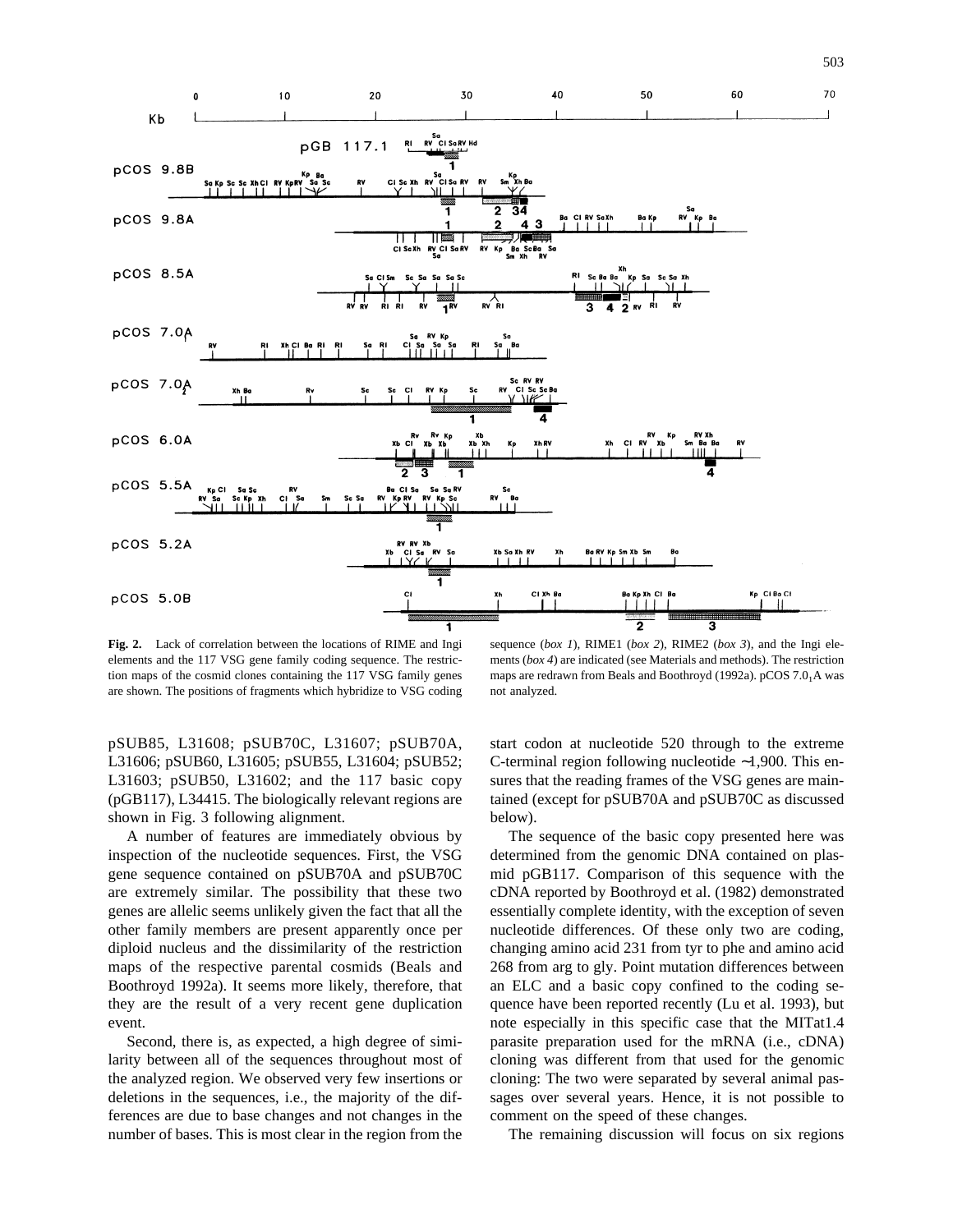**Fig. 2.** Lack of correlation between the locations of RIME and Ingi elements and the 117 VSG gene family coding sequence. The restriction maps of the cosmid clones containing the 117 VSG family genes are shown. The positions of fragments which hybridize to VSG coding sequence (*box 1*), RIME1 (*box 2*), RIME2 (*box 3*), and the Ingi elements (*box 4*) are indicated (see Materials and methods). The restriction maps are redrawn from Beals and Boothroyd (1992a). pCOS $7.0_1$A was not analyzed.

pSUB85, L31608; pSUB70C, L31607; pSUB70A, L31606; pSUB60, L31605; pSUB55, L31604; pSUB52; L31603; pSUB50, L31602; and the 117 basic copy (pGB117), L34415. The biologically relevant regions are shown in Fig. 3 following alignment.

A number of features are immediately obvious by inspection of the nucleotide sequences. First, the VSG gene sequence contained on pSUB70A and pSUB70C are extremely similar. The possibility that these two genes are allelic seems unlikely given the fact that all the other family members are present apparently once per diploid nucleus and the dissimilarity of the restriction maps of the respective parental cosmids (Beals and Boothroyd 1992a). It seems more likely, therefore, that they are the result of a very recent gene duplication event.

Second, there is, as expected, a high degree of similarity between all of the sequences throughout most of the analyzed region. We observed very few insertions or deletions in the sequences, i.e., the majority of the differences are due to base changes and not changes in the number of bases. This is most clear in the region from the start codon at nucleotide 520 through to the extreme C-terminal region following nucleotide ∼1,900. This ensures that the reading frames of the VSG genes are maintained (except for pSUB70A and pSUB70C as discussed below).

The sequence of the basic copy presented here was determined from the genomic DNA contained on plasmid pGB117. Comparison of this sequence with the cDNA reported by Boothroyd et al. (1982) demonstrated essentially complete identity, with the exception of seven nucleotide differences. Of these only two are coding, changing amino acid 231 from tyr to phe and amino acid 268 from arg to gly. Point mutation differences between an ELC and a basic copy confined to the coding sequence have been reported recently (Lu et al. 1993), but note especially in this specific case that the MITat1.4 parasite preparation used for the mRNA (i.e., cDNA) cloning was different from that used for the genomic cloning: The two were separated by several animal passages over several years. Hence, it is not possible to comment on the speed of these changes.

The remaining discussion will focus on six regions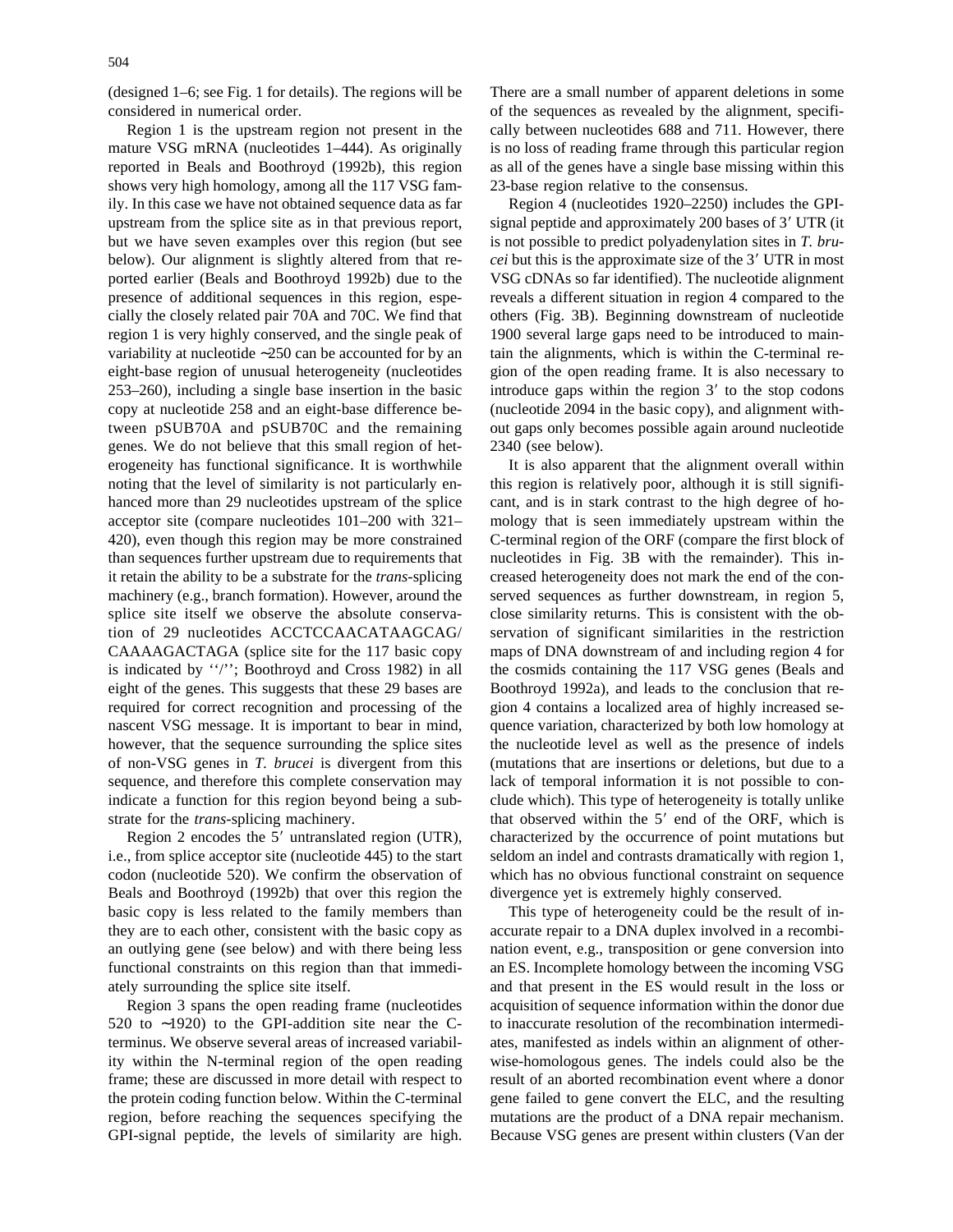(designed 1–6; see Fig. 1 for details). The regions will be considered in numerical order.

Region 1 is the upstream region not present in the mature VSG mRNA (nucleotides 1–444). As originally reported in Beals and Boothroyd (1992b), this region shows very high homology, among all the 117 VSG family. In this case we have not obtained sequence data as far upstream from the splice site as in that previous report, but we have seven examples over this region (but see below). Our alignment is slightly altered from that reported earlier (Beals and Boothroyd 1992b) due to the presence of additional sequences in this region, especially the closely related pair 70A and 70C. We find that region 1 is very highly conserved, and the single peak of variability at nucleotide ∼250 can be accounted for by an eight-base region of unusual heterogeneity (nucleotides 253–260), including a single base insertion in the basic copy at nucleotide 258 and an eight-base difference between pSUB70A and pSUB70C and the remaining genes. We do not believe that this small region of heterogeneity has functional significance. It is worthwhile noting that the level of similarity is not particularly enhanced more than 29 nucleotides upstream of the splice acceptor site (compare nucleotides 101–200 with 321–420), even though this region may be more constrained than sequences further upstream due to requirements that it retain the ability to be a substrate for the *trans*-splicing machinery (e.g., branch formation). However, around the splice site itself we observe the absolute conservation of 29 nucleotides ACCTCCAACATAAGCAG/CAAAAGACTAGA (splice site for the 117 basic copy is indicated by ''/''; Boothroyd and Cross 1982) in all eight of the genes. This suggests that these 29 bases are required for correct recognition and processing of the nascent VSG message. It is important to bear in mind, however, that the sequence surrounding the splice sites of non-VSG genes in *T. brucei* is divergent from this sequence, and therefore this complete conservation may indicate a function for this region beyond being a substrate for the *trans*-splicing machinery.

Region 2 encodes the 5′ untranslated region (UTR), i.e., from splice acceptor site (nucleotide 445) to the start codon (nucleotide 520). We confirm the observation of Beals and Boothroyd (1992b) that over this region the basic copy is less related to the family members than they are to each other, consistent with the basic copy as an outlying gene (see below) and with there being less functional constraints on this region than that immediately surrounding the splice site itself.

Region 3 spans the open reading frame (nucleotides 520 to ∼1920) to the GPI-addition site near the C-terminus. We observe several areas of increased variability within the N-terminal region of the open reading frame; these are discussed in more detail with respect to the protein coding function below. Within the C-terminal region, before reaching the sequences specifying the GPI-signal peptide, the levels of similarity are high. There are a small number of apparent deletions in some of the sequences as revealed by the alignment, specifically between nucleotides 688 and 711. However, there is no loss of reading frame through this particular region as all of the genes have a single base missing within this 23-base region relative to the consensus.

Region 4 (nucleotides 1920–2250) includes the GPI-signal peptide and approximately 200 bases of 3′ UTR (it is not possible to predict polyadenylation sites in *T. brucei* but this is the approximate size of the 3′ UTR in most VSG cDNAs so far identified). The nucleotide alignment reveals a different situation in region 4 compared to the others (Fig. 3B). Beginning downstream of nucleotide 1900 several large gaps need to be introduced to maintain the alignments, which is within the C-terminal region of the open reading frame. It is also necessary to introduce gaps within the region 3′ to the stop codons (nucleotide 2094 in the basic copy), and alignment without gaps only becomes possible again around nucleotide 2340 (see below).

It is also apparent that the alignment overall within this region is relatively poor, although it is still significant, and is in stark contrast to the high degree of homology that is seen immediately upstream within the C-terminal region of the ORF (compare the first block of nucleotides in Fig. 3B with the remainder). This increased heterogeneity does not mark the end of the conserved sequences as further downstream, in region 5, close similarity returns. This is consistent with the observation of significant similarities in the restriction maps of DNA downstream of and including region 4 for the cosmids containing the 117 VSG genes (Beals and Boothroyd 1992a), and leads to the conclusion that region 4 contains a localized area of highly increased sequence variation, characterized by both low homology at the nucleotide level as well as the presence of indels (mutations that are insertions or deletions, but due to a lack of temporal information it is not possible to conclude which). This type of heterogeneity is totally unlike that observed within the 5′ end of the ORF, which is characterized by the occurrence of point mutations but seldom an indel and contrasts dramatically with region 1, which has no obvious functional constraint on sequence divergence yet is extremely highly conserved.

This type of heterogeneity could be the result of inaccurate repair to a DNA duplex involved in a recombination event, e.g., transposition or gene conversion into an ES. Incomplete homology between the incoming VSG and that present in the ES would result in the loss or acquisition of sequence information within the donor due to inaccurate resolution of the recombination intermediates, manifested as indels within an alignment of otherwise-homologous genes. The indels could also be the result of an aborted recombination event where a donor gene failed to gene convert the ELC, and the resulting mutations are the product of a DNA repair mechanism. Because VSG genes are present within clusters (Van der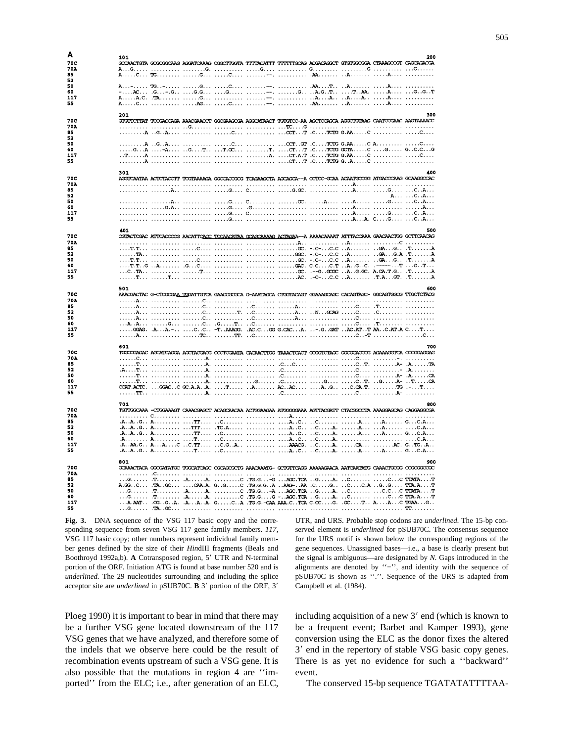```
A
     101                                                                                                  200
70C  GCCAACTGTA GCGCGGCAAG AGGATCAAAG CGGCTTGGTA TTTTACATTT TTTTTTGCAG ACGACAGGCT GTGTGGCGGA CTAAAGCCGT CAGCAGACGA
70A  A...G..... .......... .......G.. .......... .....G.... .......... G......... ........G. .......... ...G......
85   A.....C... TG........ .....G.... .....C.... .......--. .......... .AA....... ..A....... .....A.... ..........
52
50   A...-..... TG..-..... ......G... .....C.... .......--. .......... .AA....T.. ..A....... .....A.... ..........
60   -....AC... .G...-.G.. ....G.G... ....G..... .......--. .......G.. .A.G..T... ....T..AA. .....A.... ...G..G..T
117  A.....A.C. .TA....... .....G.... .......... .......--. .......... ..A....A.. ..A....A.. .....A.... ..........
55   A.....C... .......... .....AG... .....C.... .......--. .......... .AA....... ..A....... .....A.... ..........

     201                                                                                                  300
70C  GTGTTCTTAT TCCGACCAGA AAACGAACCT GGCGAAGCGA AGGCATAACT TGTGTCC-AA AGCTCCAGCA AGGCTGTAAG CAATCCGAAC AAGTAAAACC
70A  .......... .......... ..G....... .......... .......... ...TC....G .......... .......... .......... ..........
85   .........A ..G..A.... .......... ......C... .......... ...CCT...T .C....TCTG G.AA.....C .......... .....C....
52
50   .........A ..G..A.... .......... ......C... .......... ...CCT..GT .C....TCTG G.AA.....C A......... .....C....
60   .....G...A ....-A.... ..G....T.. ...T.GC... ........T. ....CT...T .C....TCTG GCTA.....C ....G..... G..C.C...G
117  ..T......A .......... .......... .......... ........A. ....CT.A.T .C....TCTG G.AA.....C .......... .....C....
55   .........A .......... .......... .......... .......... ....CT...T .C....TCTG G..A.....C .......... ..........

     301                                                                                                  400
70C  AGGTCAATAA ACTCTACCTT TCGTAAAAGA GGCCACCGCG TCAGAAGCTA AGCAGCA--A CCTCC-GCAA ACAATGCCGG ATGACCCAAG GCAAGGCCAC
70A  .......... .......... .......... .......... .......... .......... .......... ....A..... .......... ..........
85   .......... .......A.. .......... .....G.... C......... .....G.GC. .......... ....A..... .....G.... ...C..A...
52                                                                                                   A.... ...C..A...
50   .......... .......A.. .......... .....G.... C......... .......GC. .....A.... ....A..... .....G.... ...C..A...
60   .......... .....G.A.. .......... .....G.... .G........ .......... .......... ....A..... .......... ......A...
117  .......... .......... .......... .....G.... C......... .......... .......... ....A..... .....G.... ...C..A...
55   .......... .......... .......... .....G.... .......... .......... .......... ....A...A. C....G.... ...C..A...

     401                                                                                                  500
70C  CGTACTCGAC ATTCACCCCG AACATTCACC TCCAACATAA GCAGCAAAAG ACTAGAA--A AAAACAAAAT ATTTACCAAA GAACAACTGG GCTTCAACAG
70A  .......... .......... .......... .......... .......... .......A.. .......... ..A....... ........C. ..........
85   ....T.T... .......... .....C.... .......... .......... .......GC. -.C-...C.C ..A....... ..GA...G.. .T.......A
52   ......TA.. .......... .......... .......... .......... ......GGC. -.C-...C.C ..A....... ..GA...G.A .T.......A
50   ....T.T... .......... .....C.... .......... .......... .......GC. -.C-...C.C ..A....... ..GA...G.. .T.......A
60   ....T.T..G ..A....... .G...C.... .......... .......... ......GAC. C.C....C.T ..A..G..C. .-----...T ...G..T...
117  ...C..TA.. .......... ......T... .......... .......... .......GC. .--G..GCGC ..A..G.GC. A.CA.T.G.. .T.......A
55   ......T... ......T... .......... .......... .......... .......AC. .-C-...C.C ..A....... .T.A...GT. .T.......A

     501                                                                                                  600
70C  AAACGACTAC G-CTCGCGAA TGGATTGTCA GAACCGCGCA G-AAATAGCA CTGGTACAGT GGAAAGCAGC CACAGTAGC- GGCAGTGGCG TTGCTCTACG
70A  ......A... .......... .......C.. .......... .......... .......... .......... .......... .......... ..........
85   ......A... .......... .......C.. .......... ..C....... ......A... .......... .....C.... .T........ ..........
52   ......A... .......... .......C.. ........T. ..C....... ......A... ..N...GCAG .....C.... .C........ ..........
50   ......A... .......... .......C.. .......... ..C....... ......A... .......... .....C.... .......... ..........
60   ..A..A.... ......G... .......C.. .G.....T.. ..C....... .......... .......... .....C.... .T........ ..........
117  .....GGAG. .A...A.-.. ....C..C.. -T..AAAGG. .AC.C...GG G.CAC...A. ..-.G..GAT ..AC.AT..T AA..C.AT.A C....T....
55   ......A... .......... ......TC.. .......TT. ..C....... .......... .......... .....C..-T .......... ......C...

     601                                                                                                  700
70C  TGGCCGAGAC AGCATCAGGA AGCTACGACG CCCTCGAATA CACAACTTGG TAAACTCACT GCGGTCTAGC GGCGCACCCG AGAAAGGTCA CCCGGAGGAG
70A  ......C... .......... .......A.. .......... .......... .......... .......... .....C.... ........-. ..........
85   ......T... .......... .......A.. .......... .......... .C...C.... .......... .....C..T. ........A- .A.......TA
52   .A....T... .......... .......A.. .......... .......... .C........ .......... .....C.... .........- .A........
50   ......T... .......... .......A.. .......... .......... .C........ .......... .....C.... ........A- .A.......CA
60   ......T... .......... .......A.. .......... ..G....... .C........ ......G... .....C..T. ..G.....A- ..T......CA
117  CCAT.ACTC. ...GGAC..C GC.A.A..A. ....T..... ..A....... AC..AC.... ....A..G.. ...C.CA.T. ........TG .-...T....
55   ......TT.. .......... .......A.. .......... .......... .C........ .......... .....C.... ........A- ..........

     701                                                                                                  800
70C  TGTTGGCAAA -CTGGAAAGT CAAACGAGCT ACAGCAACAA ACTGGAAGAA ATGGGGGAAA AGTTACGATT CTACGGCCTA AAAGGAGCAG CAGGAGGCGA
70A  .........C .......... .......... .......... .......... ......A... .......... .......... .......... ..........
85   .A..A..G.. A......... ....TT.... ..C....... .......... ...A..C... .C........ ......A... ...A...... G....C.A..
52   .A..A..G.. A......... ...TTT.... .TC.A..... .......... ...A..C... .C.....A.. ......A... ...A...... .....C.A..
50   .A..A..G.. A......... ....TT.... ..C....... .......... ...A..C... .C.....A.. ......A... ...A...... G....C.A..
60   .A........ A......... ....T..... ..C....... .......... ...A..C... .C.....A.. .......... .......... .....C.A..
117  .A..AA.G.. A...A....C ..C.TT.... ..C.G..A.. .......... ...AAACG.. ..C.....A. ......CA.. .........AC. G..TG..A..
55   .A..A..G.. A......... ....T..... ..C....... .......... ...A..C... .C.....A.. ......A... ...A...... G....C.A..

     801                                                                                                  900
70C  GCAAACTACA GGCGATATGC TGGCATCAGC CGCAGCGCTG AAACAAATG- GCTGTTCAGG AAAAAGAACA AATCAATATG CAAACTGCGG CCGCGGCCGC
70A  .......... .C........ .......... .......... .......... .......... .......... .......... .......... ..........
85   ...G...... .T........ .A......A. .........C .TG.G...-G ...AGC.TCA ..G......A. ..C....... .....C...C TTATA....T
52   A.GG..C... .TA..GC... ....CAA.A. G..G.....C .TG.G.G..A ..AAG-..AA .C......G.. ..C....C.A ..G..G.... TTA.A....T
50   ...G...... .T........ .A......A. .........C .TG.G...-A ...AGC.TCA ..G......A. ..C....... ...C.C...C TTATA....T
60   ...G...... .T..-..... .A......A. .........C .TG.G...G -..AGC.TCA ..G......A. ..C....... .....C...C TTA.A....T
117  ...A.AAT.. .CG..G..A. .A...A..A. G.....C..A .TG.G.-CAA AAA.C..TCA C.CC.....G. .GC.....T.. A.....A...C TGAA....G..
55   ...G...... .TA..GC... .......... .......... .......... .......... .......... .......... .......... TT........
```

**Fig. 3.** DNA sequence of the VSG 117 basic copy and the corresponding sequence from seven VSG 117 gene family members. *117*, VSG 117 basic copy; other numbers represent individual family member genes defined by the size of their *Hin*dIII fragments (Beals and Boothroyd 1992a,b). **A** Cotransposed region, 5′ UTR and N-terminal portion of the ORF. Initiation ATG is found at base number 520 and is *underlined*. The 29 nucleotides surrounding and including the splice acceptor site are *underlined* in pSUB70C. **B** 3′ portion of the ORF, 3′ UTR, and URS. Probable stop codons are *underlined*. The 15-bp conserved element is *underlined* for pSUB70C. The consensus sequence for the URS motif is shown below the corresponding regions of the gene sequences. Unassigned bases—i.e., a base is clearly present but the signal is ambiguous—are designated by *N*. Gaps introduced in the alignments are denoted by ''–'', and identity with the sequence of pSUB70C is shown as ''.''. Sequence of the URS is adapted from Campbell et al. (1984).

Ploeg 1990) it is important to bear in mind that there may be a further VSG gene located downstream of the 117 VSG genes that we have analyzed, and therefore some of the indels that we observe here could be the result of recombination events upstream of such a VSG gene. It is also possible that the mutations in region 4 are ''imported'' from the ELC; i.e., after generation of an ELC, including acquisition of a new 3′ end (which is known to be a frequent event; Barbet and Kamper 1993), gene conversion using the ELC as the donor fixes the altered 3′ end in the repertory of stable VSG basic copy genes. There is as yet no evidence for such a ''backward'' event.

The conserved 15-bp sequence TGATATATTTTAA-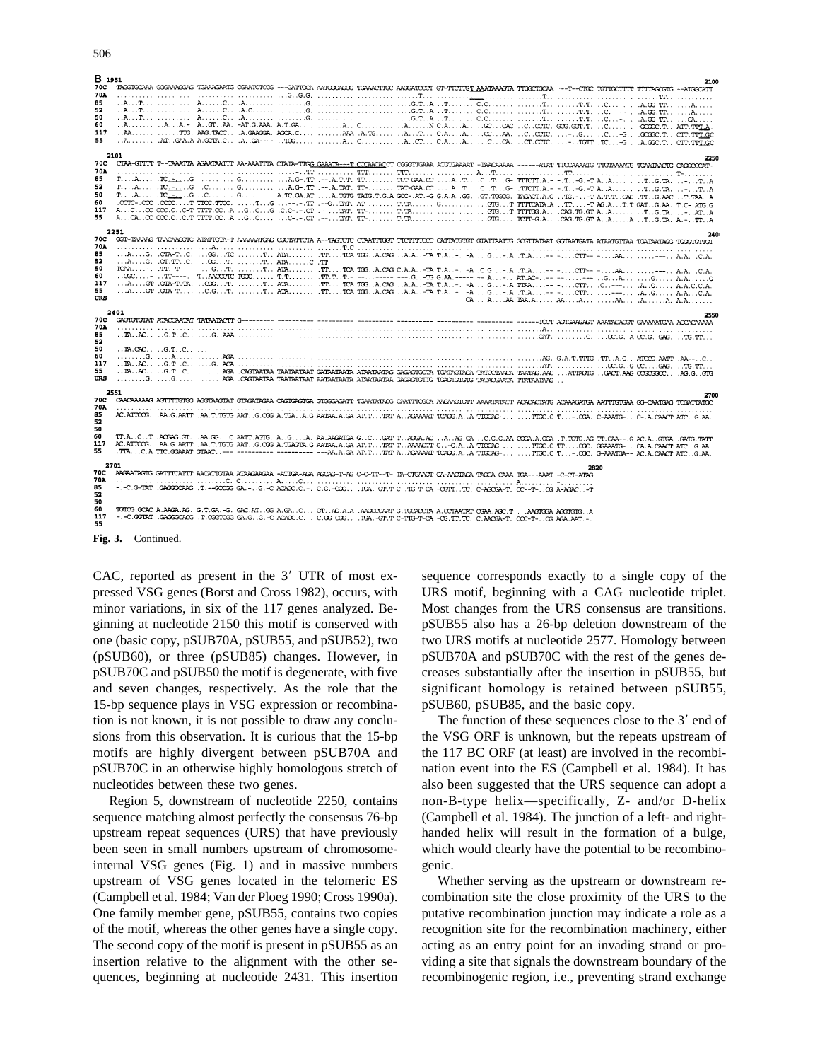**Fig. 3.** Continued.

CAC, reported as present in the 3′ UTR of most expressed VSG genes (Borst and Cross 1982), occurs, with minor variations, in six of the 117 genes analyzed. Beginning at nucleotide 2150 this motif is conserved with one (basic copy, pSUB70A, pSUB55, and pSUB52), two (pSUB60), or three (pSUB85) changes. However, in pSUB70C and pSUB50 the motif is degenerate, with five and seven changes, respectively. As the role that the 15-bp sequence plays in VSG expression or recombination is not known, it is not possible to draw any conclusions from this observation. It is curious that the 15-bp motifs are highly divergent between pSUB70A and pSUB70C in an otherwise highly homologous stretch of nucleotides between these two genes.

Region 5, downstream of nucleotide 2250, contains sequence matching almost perfectly the consensus 76-bp upstream repeat sequences (URS) that have previously been seen in small numbers upstream of chromosome-internal VSG genes (Fig. 1) and in massive numbers upstream of VSG genes located in the telomeric ES (Campbell et al. 1984; Van der Ploeg 1990; Cross 1990a). One family member gene, pSUB55, contains two copies of the motif, whereas the other genes have a single copy. The second copy of the motif is present in pSUB55 as an insertion relative to the alignment with the other sequences, beginning at nucleotide 2431. This insertion sequence corresponds exactly to a single copy of the URS motif, beginning with a CAG nucleotide triplet. Most changes from the URS consensus are transitions. pSUB55 also has a 26-bp deletion downstream of the two URS motifs at nucleotide 2577. Homology between pSUB70A and pSUB70C with the rest of the genes decreases substantially after the insertion in pSUB55, but significant homology is retained between pSUB55, pSUB60, pSUB85, and the basic copy.

The function of these sequences close to the 3′ end of the VSG ORF is unknown, but the repeats upstream of the 117 BC ORF (at least) are involved in the recombination event into the ES (Campbell et al. 1984). It has also been suggested that the URS sequence can adopt a non-B-type helix—specifically, Z- and/or D-helix (Campbell et al. 1984). The junction of a left- and right-handed helix will result in the formation of a bulge, which would clearly have the potential to be recombinogenic.

Whether serving as the upstream or downstream recombination site the close proximity of the URS to the putative recombination junction may indicate a role as a recognition site for the recombination machinery, either acting as an entry point for an invading strand or providing a site that signals the downstream boundary of the recombinogenic region, i.e., preventing strand exchange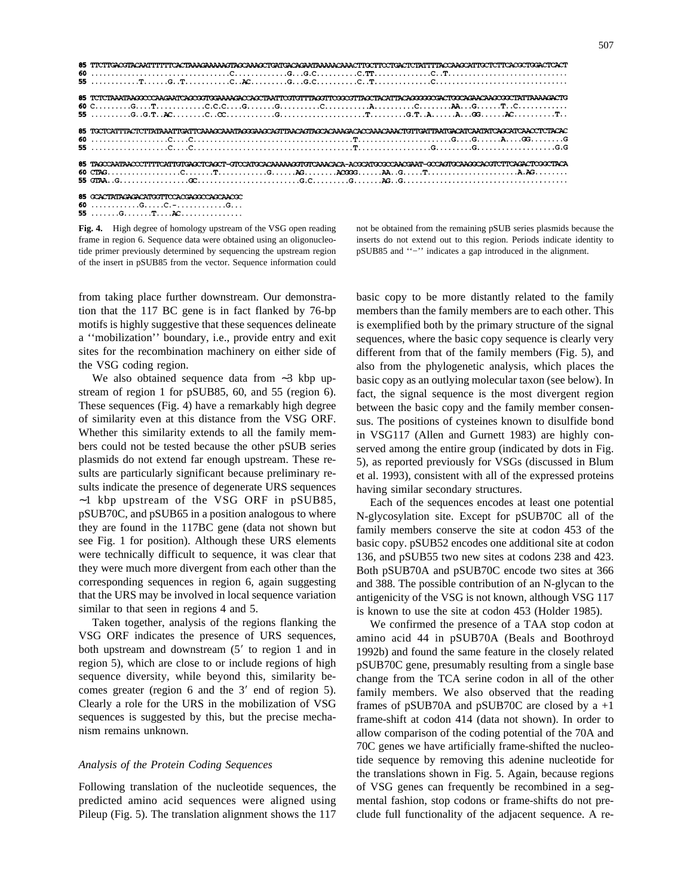```
85 TTCTTGACGTACAATTTTTTCACTAAAGAAAAAGTAGCAAAGCTGATGACAGAATAAAAACAAACTTGCTTCCTGACTCTATTTTACCAAGCATTGCTCTTCACGCTGGACTCACT
60 ................................C............G...G.C.........C.TT.............C..T............................
55 ............T......G..T..........C..AC.........G...G.C.........C..T.............C...............................

85 TCTCTAAATAAGGCCCAAGAATCAGCGGTGGAAAAGACCAGCTAATTCGTGTTTAGGTTCGGCGTTAGCTACATTACAGGGGGCGACTGGCAGAACAAGCGGCTATTAAAAGACTG
60 C.........G....T...........C.C.C....G..........G..........C...........A..........C........AA...G......T..C...........
55 ..........G..G.T..AC........C..CC............G.....................T.........G.T..A......A...GG......AC..........T..

85 TGCTCATTTACTCTTATAAATTGATTCAAAGCAAATAGGGAAGCAGTTAACAGTAGCACAAAGACACCAAACAAACTGTTGATTAATGACATCAATATCAGCATCAACCTCTACAC
60 ...................C....C......................................T.......................G....G......A....GG........G
55 ...................C....C......................................T..................G.........G...................G.G

85 TAGCCAATAACCCTTTTCATTGTGAGCTCAGCT-GTCCATGCACAAAAAGGTGTCAAACACA-ACGCATGCGCCAACGAAT-GCCAGTGCAAGGCACGTCTTCAGACTCGGCTACA
60 CTAG..................C.......T............G......AG........ACGGG......AA..G.....T......................A.AG........
55 GTAA..G.................GC.........................G.C.........G.......AG..G.......................................

85 GCACTATAGAGACATGGTTCCACGAGGCCAGCAACGC
60 ............G.....C.-............G...
55 .......G.......T....AC...............
```

**Fig. 4.** High degree of homology upstream of the VSG open reading frame in region 6. Sequence data were obtained using an oligonucleotide primer previously determined by sequencing the upstream region of the insert in pSUB85 from the vector. Sequence information could not be obtained from the remaining pSUB series plasmids because the inserts do not extend out to this region. Periods indicate identity to pSUB85 and "−" indicates a gap introduced in the alignment.

from taking place further downstream. Our demonstration that the 117 BC gene is in fact flanked by 76-bp motifs is highly suggestive that these sequences delineate a "mobilization" boundary, i.e., provide entry and exit sites for the recombination machinery on either side of the VSG coding region.

We also obtained sequence data from ~3 kbp upstream of region 1 for pSUB85, 60, and 55 (region 6). These sequences (Fig. 4) have a remarkably high degree of similarity even at this distance from the VSG ORF. Whether this similarity extends to all the family members could not be tested because the other pSUB series plasmids do not extend far enough upstream. These results are particularly significant because preliminary results indicate the presence of degenerate URS sequences ~1 kbp upstream of the VSG ORF in pSUB85, pSUB70C, and pSUB65 in a position analogous to where they are found in the 117BC gene (data not shown but see Fig. 1 for position). Although these URS elements were technically difficult to sequence, it was clear that they were much more divergent from each other than the corresponding sequences in region 6, again suggesting that the URS may be involved in local sequence variation similar to that seen in regions 4 and 5.

Taken together, analysis of the regions flanking the VSG ORF indicates the presence of URS sequences, both upstream and downstream (5′ to region 1 and in region 5), which are close to or include regions of high sequence diversity, while beyond this, similarity becomes greater (region 6 and the 3′ end of region 5). Clearly a role for the URS in the mobilization of VSG sequences is suggested by this, but the precise mechanism remains unknown.

*Analysis of the Protein Coding Sequences*

Following translation of the nucleotide sequences, the predicted amino acid sequences were aligned using Pileup (Fig. 5). The translation alignment shows the 117 basic copy to be more distantly related to the family members than the family members are to each other. This is exemplified both by the primary structure of the signal sequences, where the basic copy sequence is clearly very different from that of the family members (Fig. 5), and also from the phylogenetic analysis, which places the basic copy as an outlying molecular taxon (see below). In fact, the signal sequence is the most divergent region between the basic copy and the family member consensus. The positions of cysteines known to disulfide bond in VSG117 (Allen and Gurnett 1983) are highly conserved among the entire group (indicated by dots in Fig. 5), as reported previously for VSGs (discussed in Blum et al. 1993), consistent with all of the expressed proteins having similar secondary structures.

Each of the sequences encodes at least one potential N-glycosylation site. Except for pSUB70C all of the family members conserve the site at codon 453 of the basic copy. pSUB52 encodes one additional site at codon 136, and pSUB55 two new sites at codons 238 and 423. Both pSUB70A and pSUB70C encode two sites at 366 and 388. The possible contribution of an N-glycan to the antigenicity of the VSG is not known, although VSG 117 is known to use the site at codon 453 (Holder 1985).

We confirmed the presence of a TAA stop codon at amino acid 44 in pSUB70A (Beals and Boothroyd 1992b) and found the same feature in the closely related pSUB70C gene, presumably resulting from a single base change from the TCA serine codon in all of the other family members. We also observed that the reading frames of pSUB70A and pSUB70C are closed by a +1 frame-shift at codon 414 (data not shown). In order to allow comparison of the coding potential of the 70A and 70C genes we have artificially frame-shifted the nucleotide sequence by removing this adenine nucleotide for the translations shown in Fig. 5. Again, because regions of VSG genes can frequently be recombined in a segmental fashion, stop codons or frame-shifts do not preclude full functionality of the adjacent sequence. A re-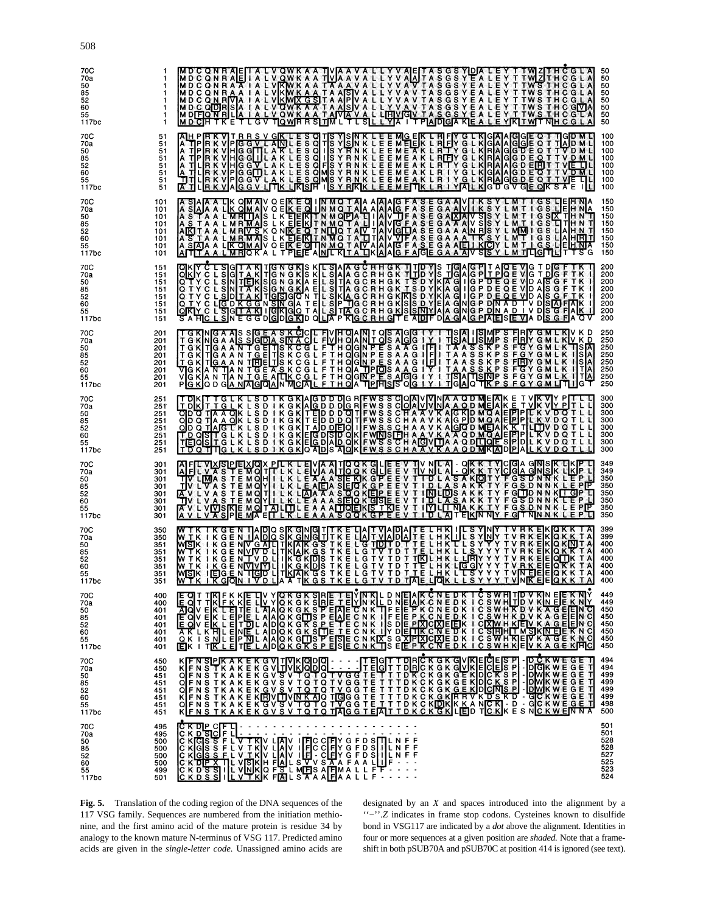```
70C    1   MDCQNRAAEIALVQWKAATVAAVALLYVAETASGSYDALEYTTWZTHCGLA   50
70a    1   MDCQNRAEIALVQWKAATVAAVALLYVAATASGSYEALEYTTWZTHCGLA    50
50     1   MDCQNRAAIALVKWKAATAAAVALLYVAVTASGSYEALEYTTWSTHCGLA    50
85     1   MDCQNRAAIALVKWKAATAASVALLYVAVTASGSYEALEYTTWSTHCGLA    50
52     1   MDCQNRVAIALVKWXGSTAAPVALLYVAVTASGSYEALEYTTWSTHCGLA    50
60     1   MDCQDRSAIALVQWKAATAASVALLYVAVTASGSYEALEYTTWSTHCGVA    50
55     1   MDFQNRLAIALVQWKAATAVAVALLHVGVTASGSYEALEYTTWSTHCGLA    50
117bc  1   MDCHTKETLGVTQWRRSTIMLTLSLLYAITPADGAKEALEYKTWTNHCGLA   50
```

**Fig. 5.** Translation of the coding region of the DNA sequences of the 117 VSG family. Sequences are numbered from the initiation methionine, and the first amino acid of the mature protein is residue 34 by analogy to the known mature N-terminus of VSG 117. Predicted amino acids are given in the *single-letter code.* Unassigned amino acids are designated by an *X* and spaces introduced into the alignment by a "−". *Z* indicates in frame stop codons. Cysteines known to disulfide bond in VSG117 are indicated by a *dot* above the alignment. Identities in four or more sequences at a given position are *shaded.* Note that a frameshift in both pSUB70A and pSUB70C at position 414 is ignored (see text).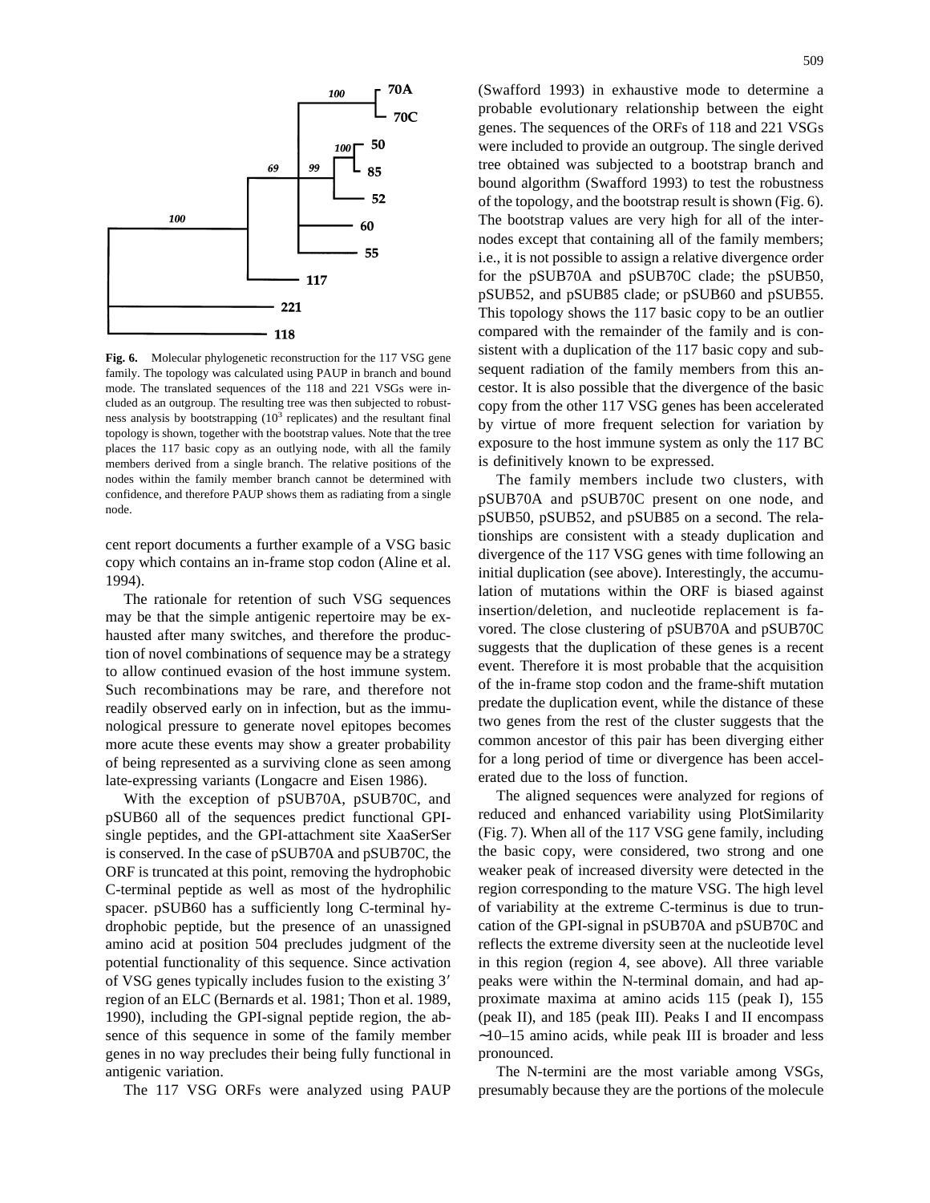**Fig. 6.** Molecular phylogenetic reconstruction for the 117 VSG gene family. The topology was calculated using PAUP in branch and bound mode. The translated sequences of the 118 and 221 VSGs were included as an outgroup. The resulting tree was then subjected to robustness analysis by bootstrapping ($10^3$ replicates) and the resultant final topology is shown, together with the bootstrap values. Note that the tree places the 117 basic copy as an outlying node, with all the family members derived from a single branch. The relative positions of the nodes within the family member branch cannot be determined with confidence, and therefore PAUP shows them as radiating from a single node.

cent report documents a further example of a VSG basic copy which contains an in-frame stop codon (Aline et al. 1994).

The rationale for retention of such VSG sequences may be that the simple antigenic repertoire may be exhausted after many switches, and therefore the production of novel combinations of sequence may be a strategy to allow continued evasion of the host immune system. Such recombinations may be rare, and therefore not readily observed early on in infection, but as the immunological pressure to generate novel epitopes becomes more acute these events may show a greater probability of being represented as a surviving clone as seen among late-expressing variants (Longacre and Eisen 1986).

With the exception of pSUB70A, pSUB70C, and pSUB60 all of the sequences predict functional GPI-single peptides, and the GPI-attachment site XaaSerSer is conserved. In the case of pSUB70A and pSUB70C, the ORF is truncated at this point, removing the hydrophobic C-terminal peptide as well as most of the hydrophilic spacer. pSUB60 has a sufficiently long C-terminal hydrophobic peptide, but the presence of an unassigned amino acid at position 504 precludes judgment of the potential functionality of this sequence. Since activation of VSG genes typically includes fusion to the existing 3′ region of an ELC (Bernards et al. 1981; Thon et al. 1989, 1990), including the GPI-signal peptide region, the absence of this sequence in some of the family member genes in no way precludes their being fully functional in antigenic variation.

The 117 VSG ORFs were analyzed using PAUP (Swafford 1993) in exhaustive mode to determine a probable evolutionary relationship between the eight genes. The sequences of the ORFs of 118 and 221 VSGs were included to provide an outgroup. The single derived tree obtained was subjected to a bootstrap branch and bound algorithm (Swafford 1993) to test the robustness of the topology, and the bootstrap result is shown (Fig. 6). The bootstrap values are very high for all of the internodes except that containing all of the family members; i.e., it is not possible to assign a relative divergence order for the pSUB70A and pSUB70C clade; the pSUB50, pSUB52, and pSUB85 clade; or pSUB60 and pSUB55. This topology shows the 117 basic copy to be an outlier compared with the remainder of the family and is consistent with a duplication of the 117 basic copy and subsequent radiation of the family members from this ancestor. It is also possible that the divergence of the basic copy from the other 117 VSG genes has been accelerated by virtue of more frequent selection for variation by exposure to the host immune system as only the 117 BC is definitively known to be expressed.

The family members include two clusters, with pSUB70A and pSUB70C present on one node, and pSUB50, pSUB52, and pSUB85 on a second. The relationships are consistent with a steady duplication and divergence of the 117 VSG genes with time following an initial duplication (see above). Interestingly, the accumulation of mutations within the ORF is biased against insertion/deletion, and nucleotide replacement is favored. The close clustering of pSUB70A and pSUB70C suggests that the duplication of these genes is a recent event. Therefore it is most probable that the acquisition of the in-frame stop codon and the frame-shift mutation predate the duplication event, while the distance of these two genes from the rest of the cluster suggests that the common ancestor of this pair has been diverging either for a long period of time or divergence has been accelerated due to the loss of function.

The aligned sequences were analyzed for regions of reduced and enhanced variability using PlotSimilarity (Fig. 7). When all of the 117 VSG gene family, including the basic copy, were considered, two strong and one weaker peak of increased diversity were detected in the region corresponding to the mature VSG. The high level of variability at the extreme C-terminus is due to truncation of the GPI-signal in pSUB70A and pSUB70C and reflects the extreme diversity seen at the nucleotide level in this region (region 4, see above). All three variable peaks were within the N-terminal domain, and had approximate maxima at amino acids 115 (peak I), 155 (peak II), and 185 (peak III). Peaks I and II encompass ∼10–15 amino acids, while peak III is broader and less pronounced.

The N-termini are the most variable among VSGs, presumably because they are the portions of the molecule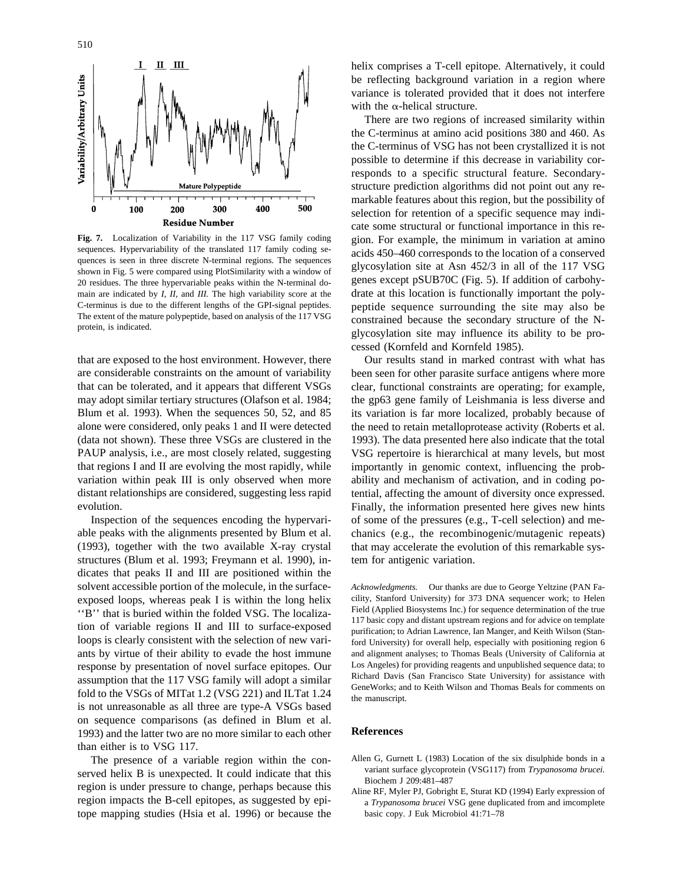Fig. 7. Localization of Variability in the 117 VSG family coding sequences. Hypervariability of the translated 117 family coding sequences is seen in three discrete N-terminal regions. The sequences shown in Fig. 5 were compared using PlotSimilarity with a window of 20 residues. The three hypervariable peaks within the N-terminal domain are indicated by *I*, *II*, and *III*. The high variability score at the C-terminus is due to the different lengths of the GPI-signal peptides. The extent of the mature polypeptide, based on analysis of the 117 VSG protein, is indicated.

that are exposed to the host environment. However, there are considerable constraints on the amount of variability that can be tolerated, and it appears that different VSGs may adopt similar tertiary structures (Olafson et al. 1984; Blum et al. 1993). When the sequences 50, 52, and 85 alone were considered, only peaks 1 and II were detected (data not shown). These three VSGs are clustered in the PAUP analysis, i.e., are most closely related, suggesting that regions I and II are evolving the most rapidly, while variation within peak III is only observed when more distant relationships are considered, suggesting less rapid evolution.

Inspection of the sequences encoding the hypervariable peaks with the alignments presented by Blum et al. (1993), together with the two available X-ray crystal structures (Blum et al. 1993; Freymann et al. 1990), indicates that peaks II and III are positioned within the solvent accessible portion of the molecule, in the surface-exposed loops, whereas peak I is within the long helix ''B'' that is buried within the folded VSG. The localization of variable regions II and III to surface-exposed loops is clearly consistent with the selection of new variants by virtue of their ability to evade the host immune response by presentation of novel surface epitopes. Our assumption that the 117 VSG family will adopt a similar fold to the VSGs of MITat 1.2 (VSG 221) and ILTat 1.24 is not unreasonable as all three are type-A VSGs based on sequence comparisons (as defined in Blum et al. 1993) and the latter two are no more similar to each other than either is to VSG 117.

The presence of a variable region within the conserved helix B is unexpected. It could indicate that this region is under pressure to change, perhaps because this region impacts the B-cell epitopes, as suggested by epitope mapping studies (Hsia et al. 1996) or because the helix comprises a T-cell epitope. Alternatively, it could be reflecting background variation in a region where variance is tolerated provided that it does not interfere with the $\alpha$-helical structure.

There are two regions of increased similarity within the C-terminus at amino acid positions 380 and 460. As the C-terminus of VSG has not been crystallized it is not possible to determine if this decrease in variability corresponds to a specific structural feature. Secondary-structure prediction algorithms did not point out any remarkable features about this region, but the possibility of selection for retention of a specific sequence may indicate some structural or functional importance in this region. For example, the minimum in variation at amino acids 450–460 corresponds to the location of a conserved glycosylation site at Asn 452/3 in all of the 117 VSG genes except pSUB70C (Fig. 5). If addition of carbohydrate at this location is functionally important the polypeptide sequence surrounding the site may also be constrained because the secondary structure of the N-glycosylation site may influence its ability to be processed (Kornfeld and Kornfeld 1985).

Our results stand in marked contrast with what has been seen for other parasite surface antigens where more clear, functional constraints are operating; for example, the gp63 gene family of Leishmania is less diverse and its variation is far more localized, probably because of the need to retain metalloprotease activity (Roberts et al. 1993). The data presented here also indicate that the total VSG repertoire is hierarchical at many levels, but most importantly in genomic context, influencing the probability and mechanism of activation, and in coding potential, affecting the amount of diversity once expressed. Finally, the information presented here gives new hints of some of the pressures (e.g., T-cell selection) and mechanics (e.g., the recombinogenic/mutagenic repeats) that may accelerate the evolution of this remarkable system for antigenic variation.

*Acknowledgments.* Our thanks are due to George Yeltzine (PAN Facility, Stanford University) for 373 DNA sequencer work; to Helen Field (Applied Biosystems Inc.) for sequence determination of the true 117 basic copy and distant upstream regions and for advice on template purification; to Adrian Lawrence, Ian Manger, and Keith Wilson (Stanford University) for overall help, especially with positioning region 6 and alignment analyses; to Thomas Beals (University of California at Los Angeles) for providing reagents and unpublished sequence data; to Richard Davis (San Francisco State University) for assistance with GeneWorks; and to Keith Wilson and Thomas Beals for comments on the manuscript.

## References

Allen G, Gurnett L (1983) Location of the six disulphide bonds in a variant surface glycoprotein (VSG117) from *Trypanosoma brucei.* Biochem J 209:481–487

Aline RF, Myler PJ, Gobright E, Sturat KD (1994) Early expression of a *Trypanosoma brucei* VSG gene duplicated from and imcomplete basic copy. J Euk Microbiol 41:71–78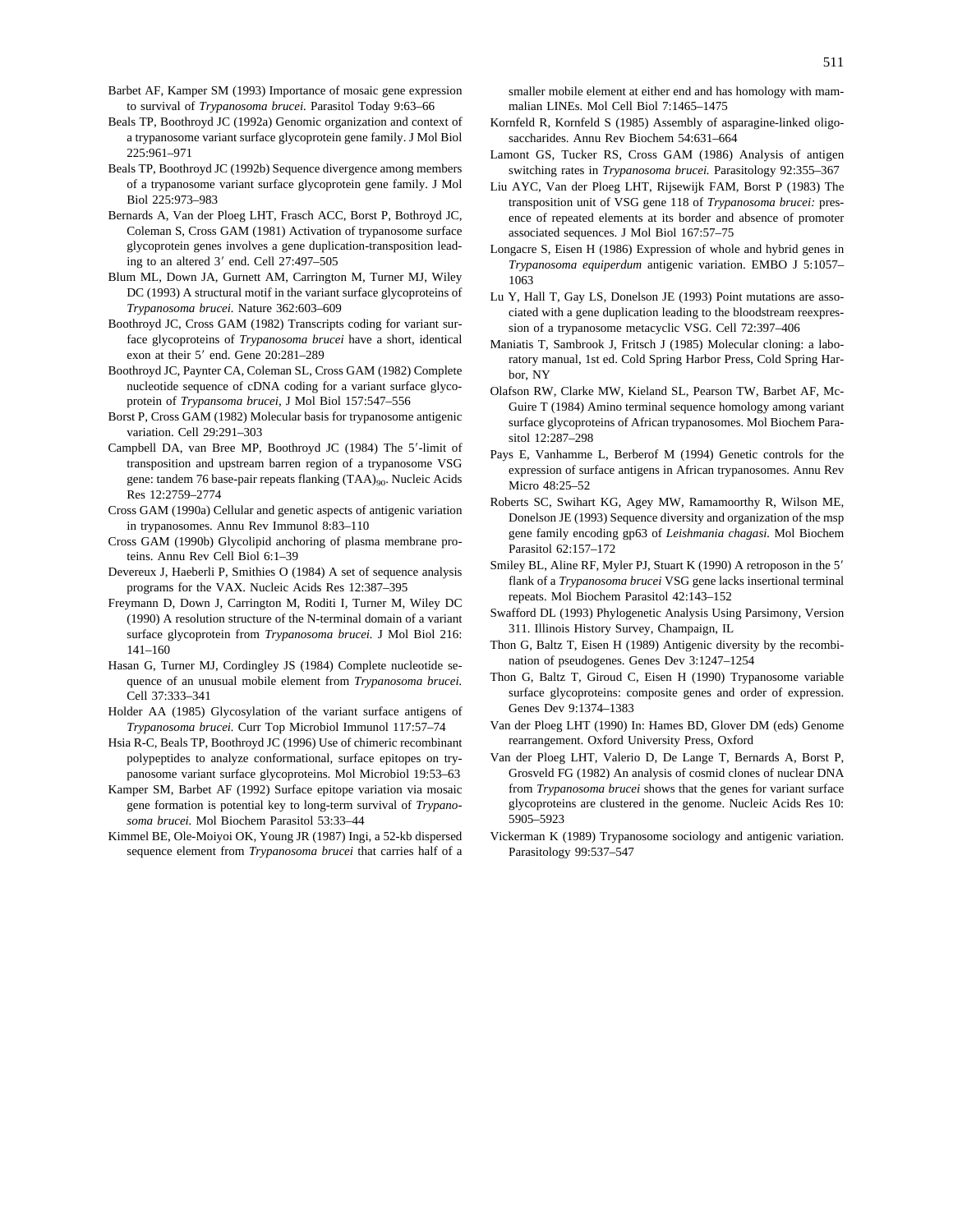Barbet AF, Kamper SM (1993) Importance of mosaic gene expression to survival of *Trypanosoma brucei.* Parasitol Today 9:63–66

Beals TP, Boothroyd JC (1992a) Genomic organization and context of a trypanosome variant surface glycoprotein gene family. J Mol Biol 225:961–971

Beals TP, Boothroyd JC (1992b) Sequence divergence among members of a trypanosome variant surface glycoprotein gene family. J Mol Biol 225:973–983

Bernards A, Van der Ploeg LHT, Frasch ACC, Borst P, Bothroyd JC, Coleman S, Cross GAM (1981) Activation of trypanosome surface glycoprotein genes involves a gene duplication-transposition leading to an altered 3′ end. Cell 27:497–505

Blum ML, Down JA, Gurnett AM, Carrington M, Turner MJ, Wiley DC (1993) A structural motif in the variant surface glycoproteins of *Trypanosoma brucei.* Nature 362:603–609

Boothroyd JC, Cross GAM (1982) Transcripts coding for variant surface glycoproteins of *Trypanosoma brucei* have a short, identical exon at their 5′ end. Gene 20:281–289

Boothroyd JC, Paynter CA, Coleman SL, Cross GAM (1982) Complete nucleotide sequence of cDNA coding for a variant surface glycoprotein of *Trypansoma brucei,* J Mol Biol 157:547–556

Borst P, Cross GAM (1982) Molecular basis for trypanosome antigenic variation. Cell 29:291–303

Campbell DA, van Bree MP, Boothroyd JC (1984) The 5′-limit of transposition and upstream barren region of a trypanosome VSG gene: tandem 76 base-pair repeats flanking $(TAA)_{90}$. Nucleic Acids Res 12:2759–2774

Cross GAM (1990a) Cellular and genetic aspects of antigenic variation in trypanosomes. Annu Rev Immunol 8:83–110

Cross GAM (1990b) Glycolipid anchoring of plasma membrane proteins. Annu Rev Cell Biol 6:1–39

Devereux J, Haeberli P, Smithies O (1984) A set of sequence analysis programs for the VAX. Nucleic Acids Res 12:387–395

Freymann D, Down J, Carrington M, Roditi I, Turner M, Wiley DC (1990) A resolution structure of the N-terminal domain of a variant surface glycoprotein from *Trypanosoma brucei.* J Mol Biol 216: 141–160

Hasan G, Turner MJ, Cordingley JS (1984) Complete nucleotide sequence of an unusual mobile element from *Trypanosoma brucei.* Cell 37:333–341

Holder AA (1985) Glycosylation of the variant surface antigens of *Trypanosoma brucei.* Curr Top Microbiol Immunol 117:57–74

Hsia R-C, Beals TP, Boothroyd JC (1996) Use of chimeric recombinant polypeptides to analyze conformational, surface epitopes on trypanosome variant surface glycoproteins. Mol Microbiol 19:53–63

Kamper SM, Barbet AF (1992) Surface epitope variation via mosaic gene formation is potential key to long-term survival of *Trypanosoma brucei.* Mol Biochem Parasitol 53:33–44

Kimmel BE, Ole-Moiyoi OK, Young JR (1987) Ingi, a 52-kb dispersed sequence element from *Trypanosoma brucei* that carries half of a smaller mobile element at either end and has homology with mammalian LINEs. Mol Cell Biol 7:1465–1475

Kornfeld R, Kornfeld S (1985) Assembly of asparagine-linked oligosaccharides. Annu Rev Biochem 54:631–664

Lamont GS, Tucker RS, Cross GAM (1986) Analysis of antigen switching rates in *Trypanosoma brucei.* Parasitology 92:355–367

Liu AYC, Van der Ploeg LHT, Rijsewijk FAM, Borst P (1983) The transposition unit of VSG gene 118 of *Trypanosoma brucei:* presence of repeated elements at its border and absence of promoter associated sequences. J Mol Biol 167:57–75

Longacre S, Eisen H (1986) Expression of whole and hybrid genes in *Trypanosoma equiperdum* antigenic variation. EMBO J 5:1057–1063

Lu Y, Hall T, Gay LS, Donelson JE (1993) Point mutations are associated with a gene duplication leading to the bloodstream reexpression of a trypanosome metacyclic VSG. Cell 72:397–406

Maniatis T, Sambrook J, Fritsch J (1985) Molecular cloning: a laboratory manual, 1st ed. Cold Spring Harbor Press, Cold Spring Harbor, NY

Olafson RW, Clarke MW, Kieland SL, Pearson TW, Barbet AF, McGuire T (1984) Amino terminal sequence homology among variant surface glycoproteins of African trypanosomes. Mol Biochem Parasitol 12:287–298

Pays E, Vanhamme L, Berberof M (1994) Genetic controls for the expression of surface antigens in African trypanosomes. Annu Rev Micro 48:25–52

Roberts SC, Swihart KG, Agey MW, Ramamoorthy R, Wilson ME, Donelson JE (1993) Sequence diversity and organization of the msp gene family encoding gp63 of *Leishmania chagasi.* Mol Biochem Parasitol 62:157–172

Smiley BL, Aline RF, Myler PJ, Stuart K (1990) A retroposon in the 5′ flank of a *Trypanosoma brucei* VSG gene lacks insertional terminal repeats. Mol Biochem Parasitol 42:143–152

Swafford DL (1993) Phylogenetic Analysis Using Parsimony, Version 311. Illinois History Survey, Champaign, IL

Thon G, Baltz T, Eisen H (1989) Antigenic diversity by the recombination of pseudogenes. Genes Dev 3:1247–1254

Thon G, Baltz T, Giroud C, Eisen H (1990) Trypanosome variable surface glycoproteins: composite genes and order of expression. Genes Dev 9:1374–1383

Van der Ploeg LHT (1990) In: Hames BD, Glover DM (eds) Genome rearrangement. Oxford University Press, Oxford

Van der Ploeg LHT, Valerio D, De Lange T, Bernards A, Borst P, Grosveld FG (1982) An analysis of cosmid clones of nuclear DNA from *Trypanosoma brucei* shows that the genes for variant surface glycoproteins are clustered in the genome. Nucleic Acids Res 10: 5905–5923

Vickerman K (1989) Trypanosome sociology and antigenic variation. Parasitology 99:537–547